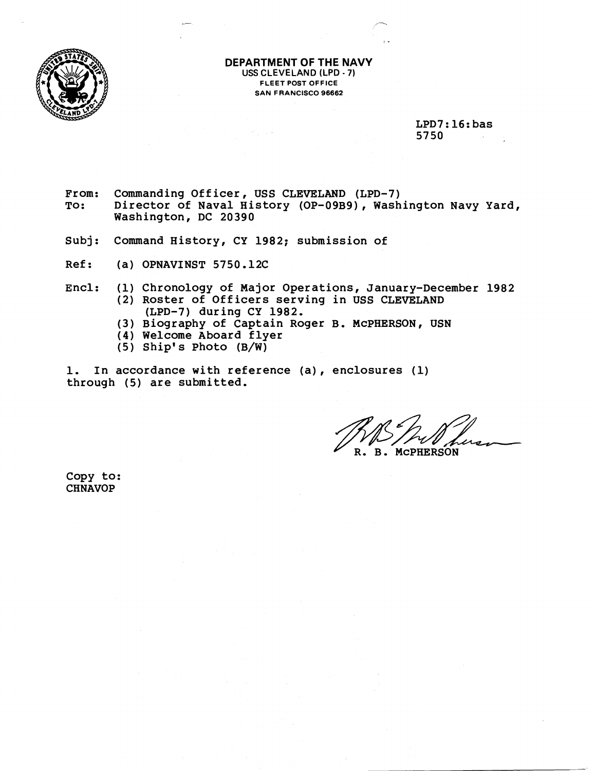**DEPARTMENT OF THE NAVY**
USS CLEVELAND (LPD - 7)
FLEET POST OFFICE
SAN FRANCISCO 96662

LPD7:16:bas
5750

From: Commanding Officer, USS CLEVELAND (LPD-7)
To: Director of Naval History (OP-09B9), Washington Navy Yard, Washington, DC 20390

Subj: Command History, CY 1982; submission of

Ref: (a) OPNAVINST 5750.12C

Encl: (1) Chronology of Major Operations, January-December 1982
(2) Roster of Officers serving in USS CLEVELAND (LPD-7) during CY 1982.
(3) Biography of Captain Roger B. McPHERSON, USN
(4) Welcome Aboard flyer
(5) Ship's Photo (B/W)

1. In accordance with reference (a), enclosures (1) through (5) are submitted.

R. B. McPHERSON

Copy to:
CHNAVOP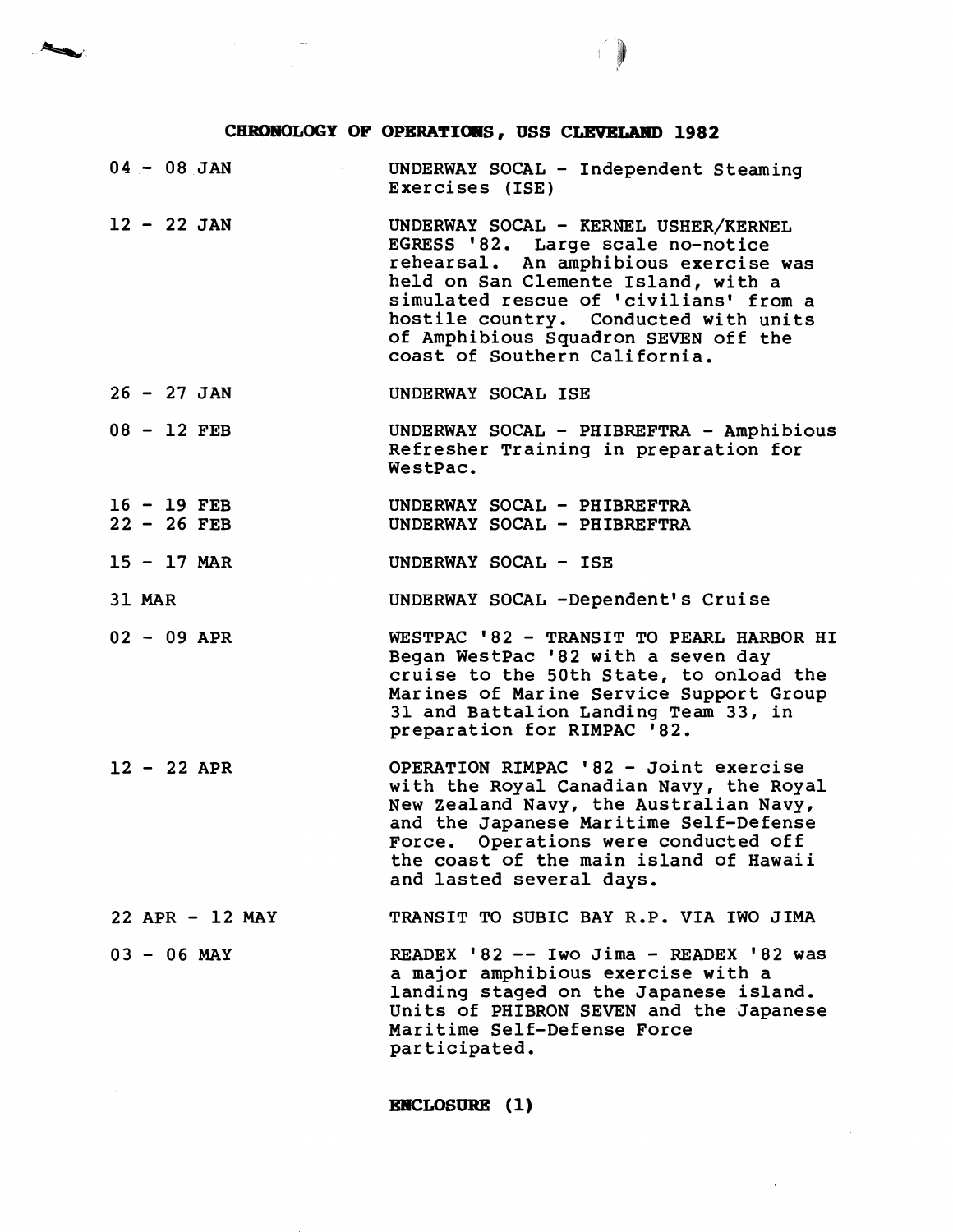# CHRONOLOGY OF OPERATIONS, USS CLEVELAND 1982

| | |
|---|---|
| 04 - 08 JAN | UNDERWAY SOCAL - Independent Steaming Exercises (ISE) |
| 12 - 22 JAN | UNDERWAY SOCAL - KERNEL USHER/KERNEL EGRESS '82. Large scale no-notice rehearsal. An amphibious exercise was held on San Clemente Island, with a simulated rescue of 'civilians' from a hostile country. Conducted with units of Amphibious Squadron SEVEN off the coast of Southern California. |
| 26 - 27 JAN | UNDERWAY SOCAL ISE |
| 08 - 12 FEB | UNDERWAY SOCAL - PHIBREFTRA - Amphibious Refresher Training in preparation for WestPac. |
| 16 - 19 FEB | UNDERWAY SOCAL - PHIBREFTRA |
| 22 - 26 FEB | UNDERWAY SOCAL - PHIBREFTRA |
| 15 - 17 MAR | UNDERWAY SOCAL - ISE |
| 31 MAR | UNDERWAY SOCAL -Dependent's Cruise |
| 02 - 09 APR | WESTPAC '82 - TRANSIT TO PEARL HARBOR HI Began WestPac '82 with a seven day cruise to the 50th State, to onload the Marines of Marine Service Support Group 31 and Battalion Landing Team 33, in preparation for RIMPAC '82. |
| 12 - 22 APR | OPERATION RIMPAC '82 - Joint exercise with the Royal Canadian Navy, the Royal New Zealand Navy, the Australian Navy, and the Japanese Maritime Self-Defense Force. Operations were conducted off the coast of the main island of Hawaii and lasted several days. |
| 22 APR - 12 MAY | TRANSIT TO SUBIC BAY R.P. VIA IWO JIMA |
| 03 - 06 MAY | READEX '82 -- Iwo Jima - READEX '82 was a major amphibious exercise with a landing staged on the Japanese island. Units of PHIBRON SEVEN and the Japanese Maritime Self-Defense Force participated. |

**ENCLOSURE (1)**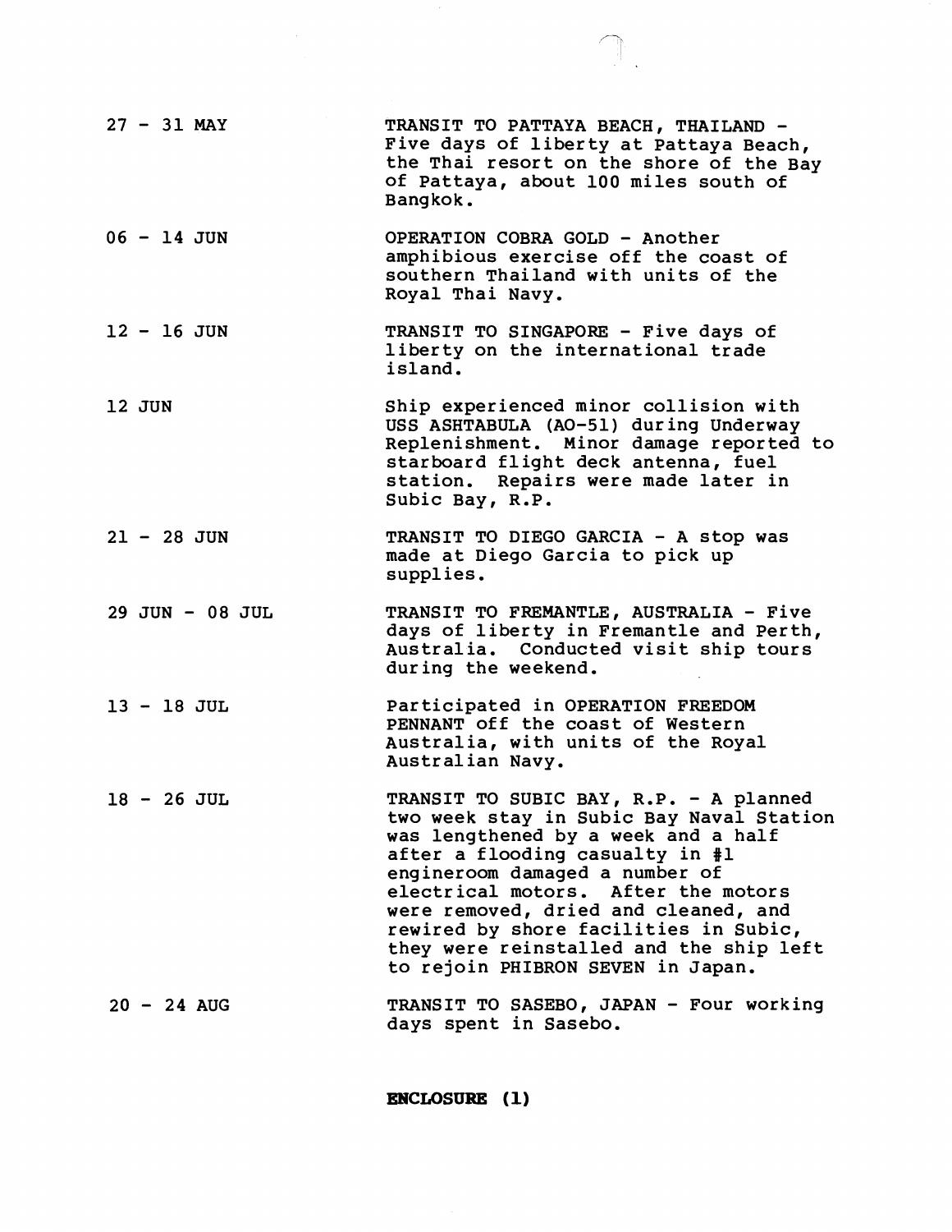| | |
|---|---|
| 27 - 31 MAY | TRANSIT TO PATTAYA BEACH, THAILAND - Five days of liberty at Pattaya Beach, the Thai resort on the shore of the Bay of Pattaya, about 100 miles south of Bangkok. |
| 06 - 14 JUN | OPERATION COBRA GOLD - Another amphibious exercise off the coast of southern Thailand with units of the Royal Thai Navy. |
| 12 - 16 JUN | TRANSIT TO SINGAPORE - Five days of liberty on the international trade island. |
| 12 JUN | Ship experienced minor collision with USS ASHTABULA (AO-51) during Underway Replenishment. Minor damage reported to starboard flight deck antenna, fuel station. Repairs were made later in Subic Bay, R.P. |
| 21 - 28 JUN | TRANSIT TO DIEGO GARCIA - A stop was made at Diego Garcia to pick up supplies. |
| 29 JUN - 08 JUL | TRANSIT TO FREMANTLE, AUSTRALIA - Five days of liberty in Fremantle and Perth, Australia. Conducted visit ship tours during the weekend. |
| 13 - 18 JUL | Participated in OPERATION FREEDOM PENNANT off the coast of Western Australia, with units of the Royal Australian Navy. |
| 18 - 26 JUL | TRANSIT TO SUBIC BAY, R.P. - A planned two week stay in Subic Bay Naval Station was lengthened by a week and a half after a flooding casualty in #1 engineroom damaged a number of electrical motors. After the motors were removed, dried and cleaned, and rewired by shore facilities in Subic, they were reinstalled and the ship left to rejoin PHIBRON SEVEN in Japan. |
| 20 - 24 AUG | TRANSIT TO SASEBO, JAPAN - Four working days spent in Sasebo. |

**ENCLOSURE (1)**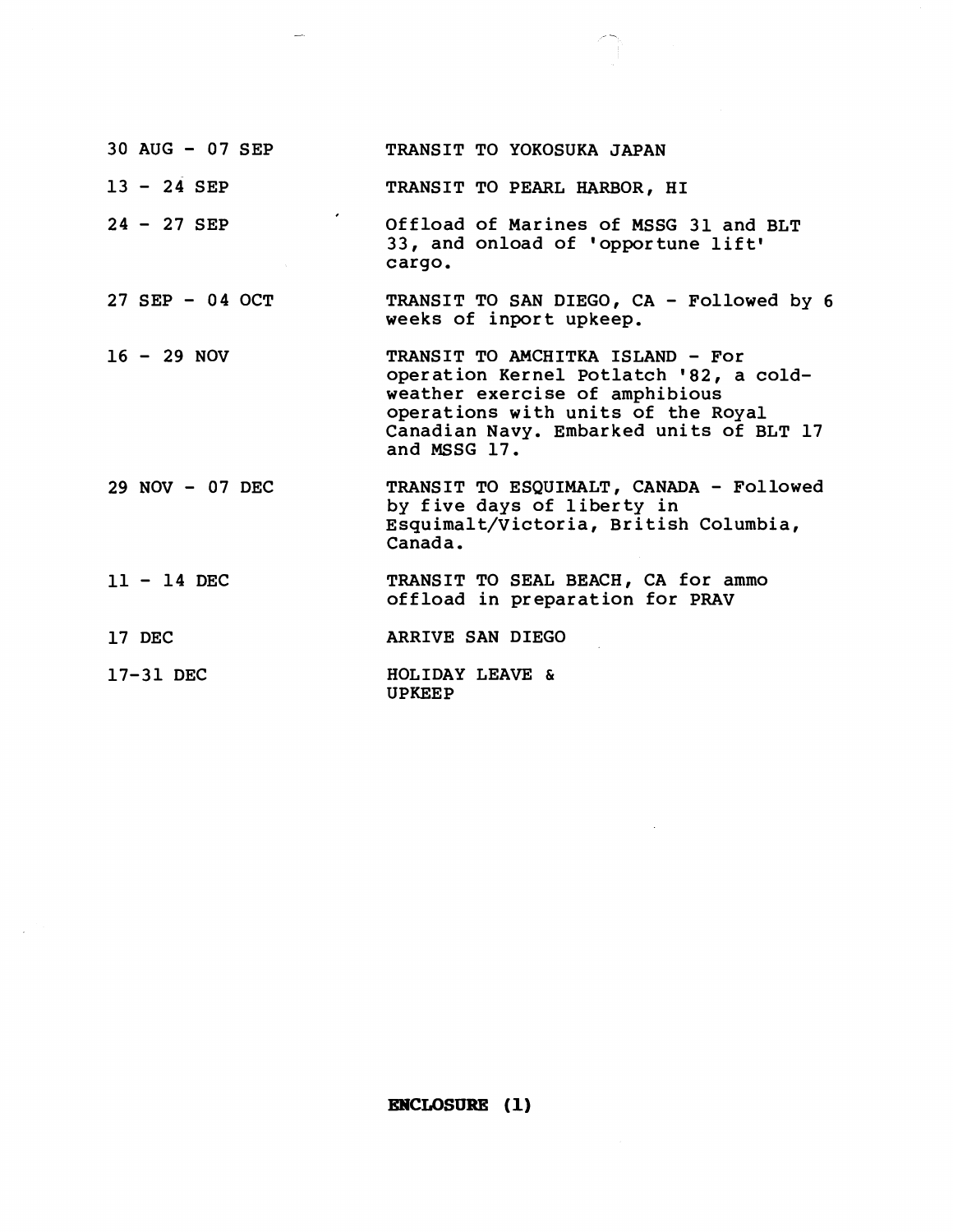| | |
|---|---|
| 30 AUG - 07 SEP | TRANSIT TO YOKOSUKA JAPAN |
| 13 - 24 SEP | TRANSIT TO PEARL HARBOR, HI |
| 24 - 27 SEP | Offload of Marines of MSSG 31 and BLT 33, and onload of 'opportune lift' cargo. |
| 27 SEP - 04 OCT | TRANSIT TO SAN DIEGO, CA - Followed by 6 weeks of inport upkeep. |
| 16 - 29 NOV | TRANSIT TO AMCHITKA ISLAND - For operation Kernel Potlatch '82, a cold-weather exercise of amphibious operations with units of the Royal Canadian Navy. Embarked units of BLT 17 and MSSG 17. |
| 29 NOV - 07 DEC | TRANSIT TO ESQUIMALT, CANADA - Followed by five days of liberty in Esquimalt/Victoria, British Columbia, Canada. |
| 11 - 14 DEC | TRANSIT TO SEAL BEACH, CA for ammo offload in preparation for PRAV |
| 17 DEC | ARRIVE SAN DIEGO |
| 17-31 DEC | HOLIDAY LEAVE & UPKEEP |

**ENCLOSURE (1)**